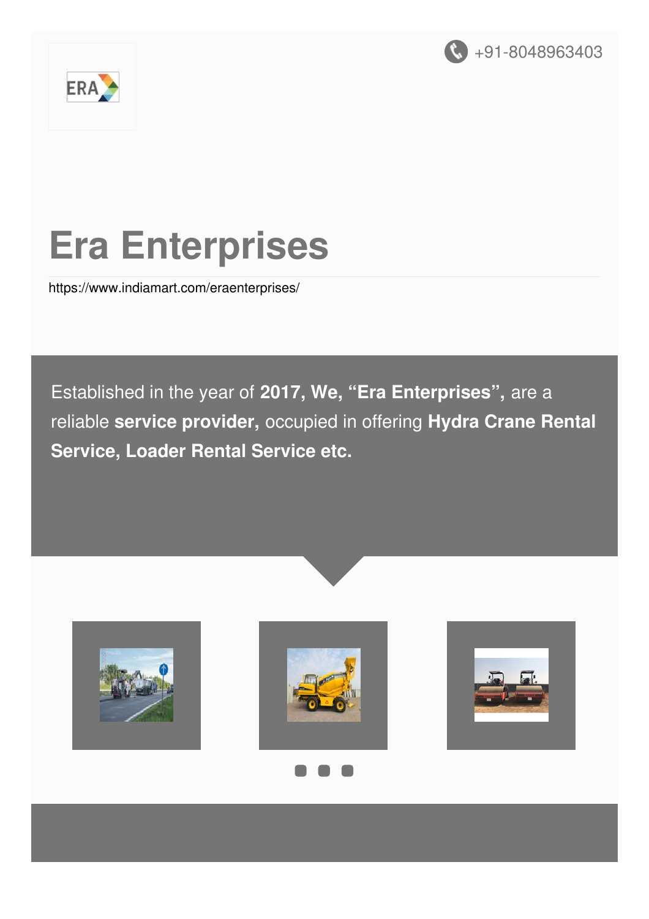+91-8048963403

# Era Enterprises

https://www.indiamart.com/eraenterprises/

Established in the year of **2017, We, “Era Enterprises”,** are a reliable **service provider,** occupied in offering **Hydra Crane Rental Service, Loader Rental Service etc.**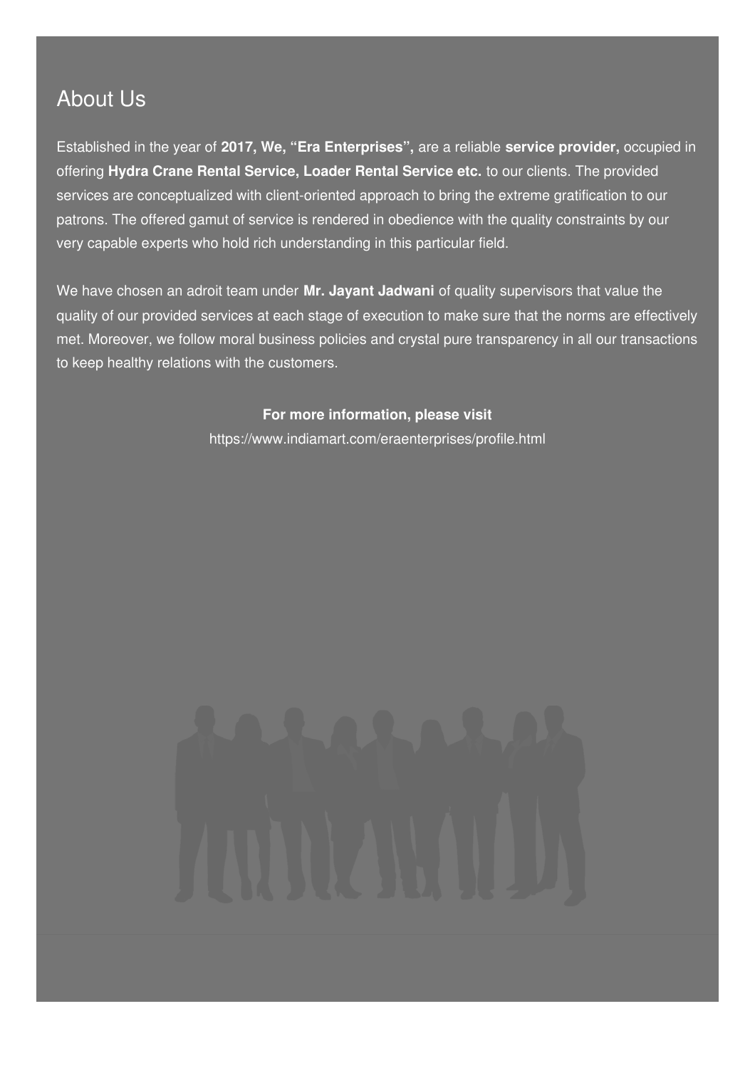## About Us

Established in the year of **2017, We, "Era Enterprises",** are a reliable **service provider,** occupied in offering **Hydra Crane Rental Service, Loader Rental Service etc.** to our clients. The provided services are conceptualized with client-oriented approach to bring the extreme gratification to our patrons. The offered gamut of service is rendered in obedience with the quality constraints by our very capable experts who hold rich understanding in this particular field.

We have chosen an adroit team under **Mr. Jayant Jadwani** of quality supervisors that value the quality of our provided services at each stage of execution to make sure that the norms are effectively met. Moreover, we follow moral business policies and crystal pure transparency in all our transactions to keep healthy relations with the customers.

**For more information, please visit**

https://www.indiamart.com/eraenterprises/profile.html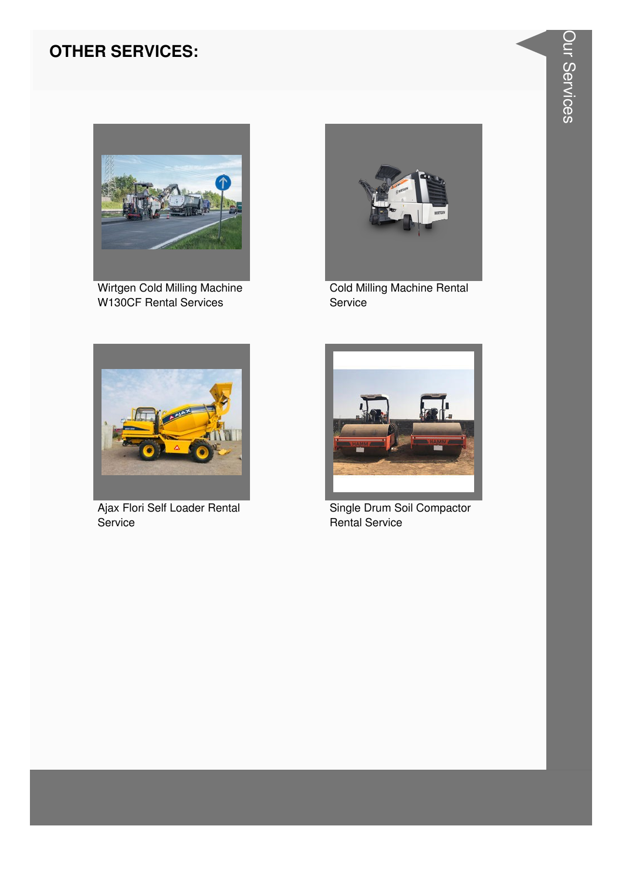## OTHER SERVICES:

Wirtgen Cold Milling Machine W130CF Rental Services

Cold Milling Machine Rental Service

Ajax Flori Self Loader Rental Service

Single Drum Soil Compactor Rental Service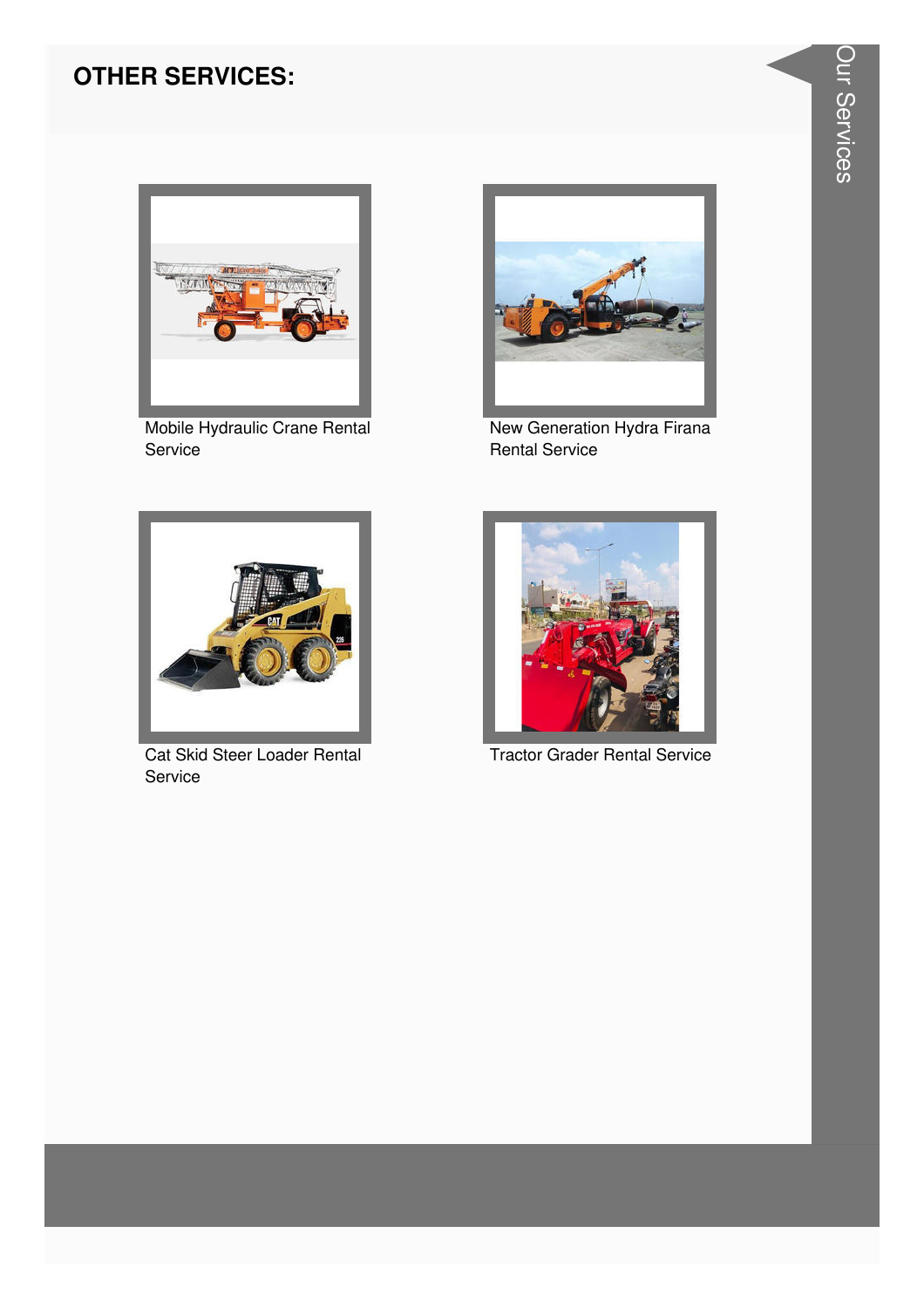## OTHER SERVICES:

Mobile Hydraulic Crane Rental Service

New Generation Hydra Firana Rental Service

Cat Skid Steer Loader Rental Service

Tractor Grader Rental Service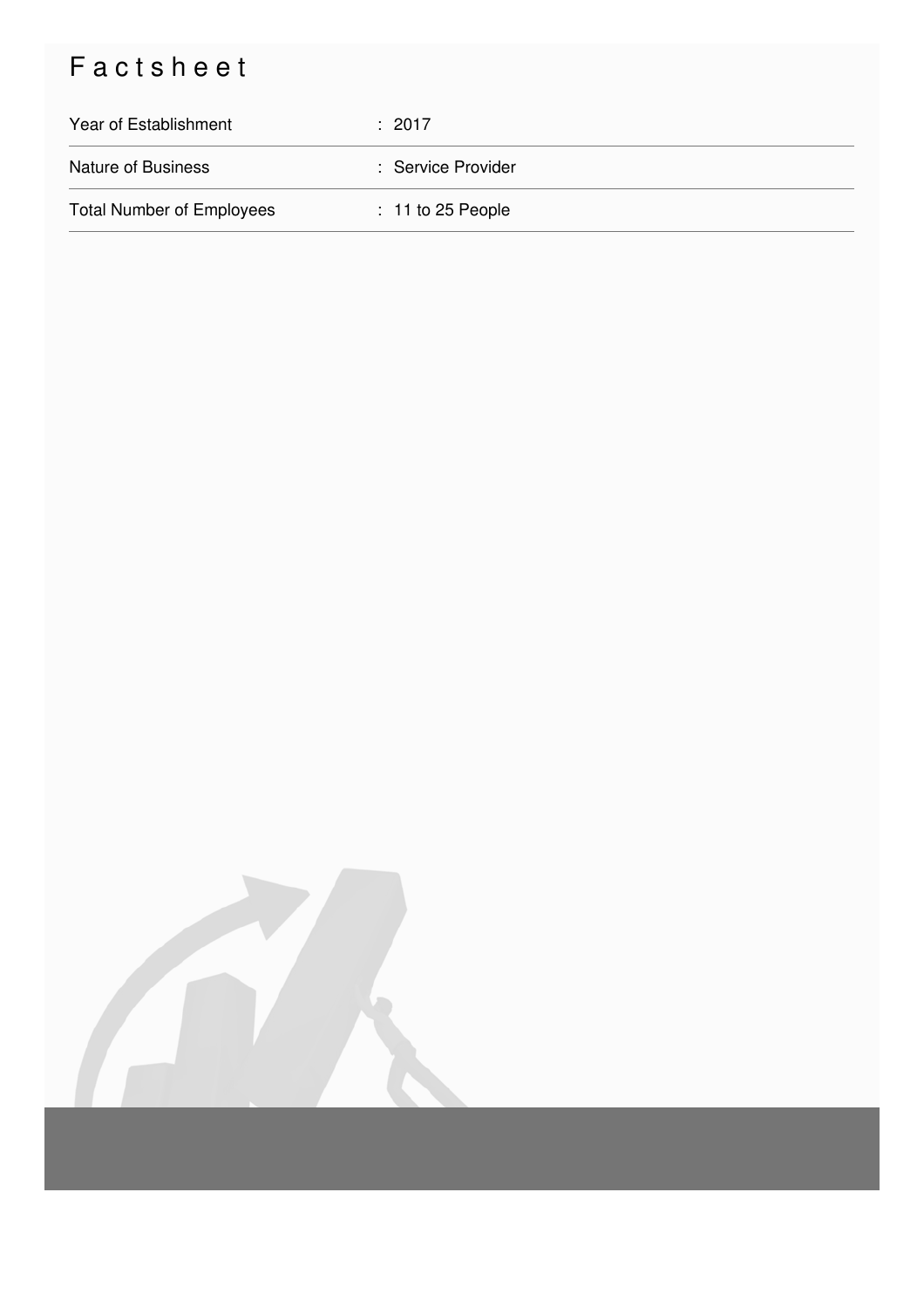# Factsheet

| | |
|---|---|
| Year of Establishment | : 2017 |
| Nature of Business | : Service Provider |
| Total Number of Employees | : 11 to 25 People |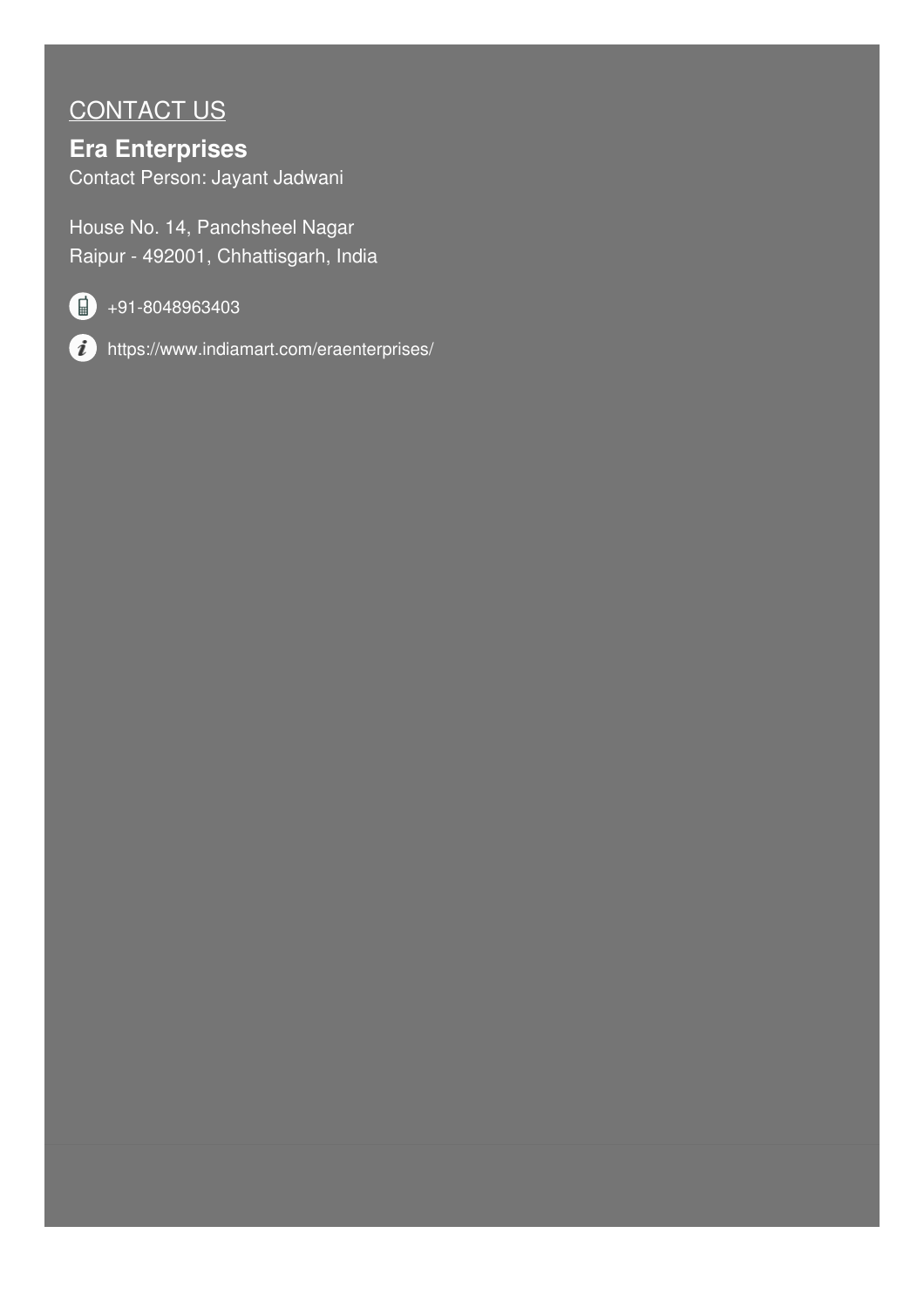## CONTACT US

### Era Enterprises

Contact Person: Jayant Jadwani

House No. 14, Panchsheel Nagar
Raipur - 492001, Chhattisgarh, India

+91-8048963403

https://www.indiamart.com/eraenterprises/